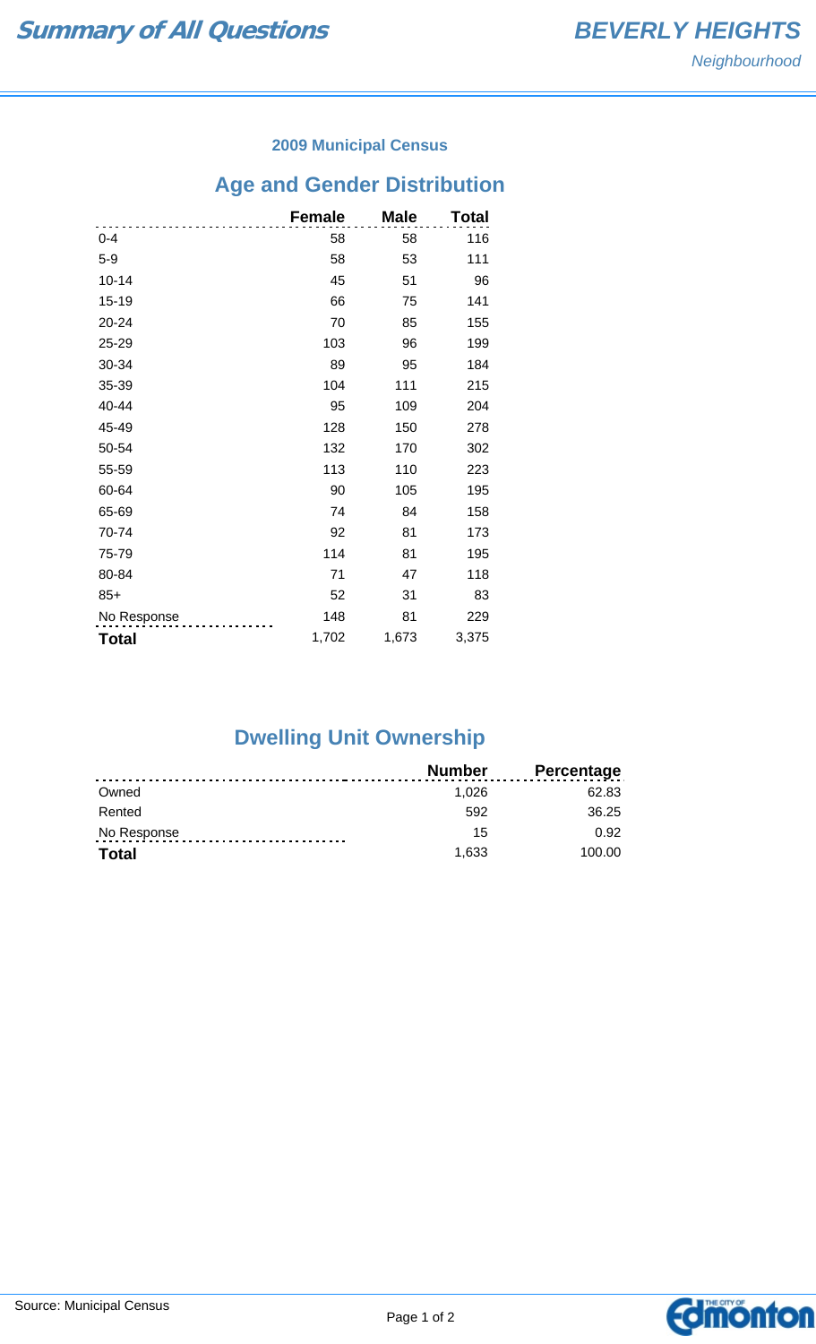# Summary of All Questions

## BEVERLY HEIGHTS

*Neighbourhood*

### 2009 Municipal Census

## Age and Gender Distribution

| | Female | Male | Total |
|---|---|---|---|
| 0-4 | 58 | 58 | 116 |
| 5-9 | 58 | 53 | 111 |
| 10-14 | 45 | 51 | 96 |
| 15-19 | 66 | 75 | 141 |
| 20-24 | 70 | 85 | 155 |
| 25-29 | 103 | 96 | 199 |
| 30-34 | 89 | 95 | 184 |
| 35-39 | 104 | 111 | 215 |
| 40-44 | 95 | 109 | 204 |
| 45-49 | 128 | 150 | 278 |
| 50-54 | 132 | 170 | 302 |
| 55-59 | 113 | 110 | 223 |
| 60-64 | 90 | 105 | 195 |
| 65-69 | 74 | 84 | 158 |
| 70-74 | 92 | 81 | 173 |
| 75-79 | 114 | 81 | 195 |
| 80-84 | 71 | 47 | 118 |
| 85+ | 52 | 31 | 83 |
| No Response | 148 | 81 | 229 |
| **Total** | 1,702 | 1,673 | 3,375 |

## Dwelling Unit Ownership

| | Number | Percentage |
|---|---|---|
| Owned | 1,026 | 62.83 |
| Rented | 592 | 36.25 |
| No Response | 15 | 0.92 |
| **Total** | 1,633 | 100.00 |

Source: Municipal Census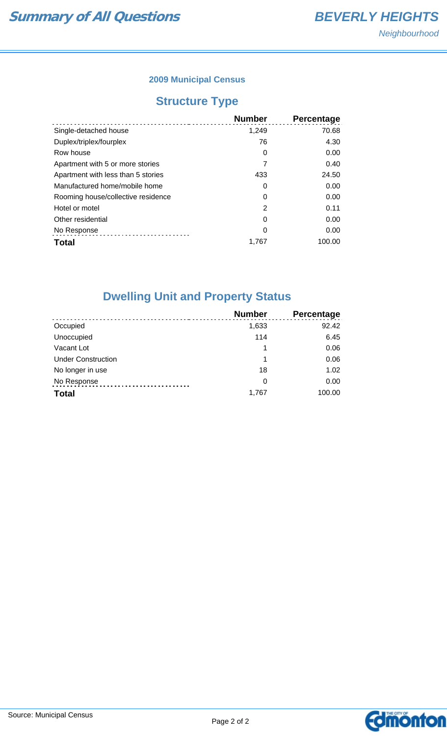## 2009 Municipal Census

## Structure Type

| | Number | Percentage |
|---|---|---|
| Single-detached house | 1,249 | 70.68 |
| Duplex/triplex/fourplex | 76 | 4.30 |
| Row house | 0 | 0.00 |
| Apartment with 5 or more stories | 7 | 0.40 |
| Apartment with less than 5 stories | 433 | 24.50 |
| Manufactured home/mobile home | 0 | 0.00 |
| Rooming house/collective residence | 0 | 0.00 |
| Hotel or motel | 2 | 0.11 |
| Other residential | 0 | 0.00 |
| No Response | 0 | 0.00 |
| **Total** | 1,767 | 100.00 |

## Dwelling Unit and Property Status

| | Number | Percentage |
|---|---|---|
| Occupied | 1,633 | 92.42 |
| Unoccupied | 114 | 6.45 |
| Vacant Lot | 1 | 0.06 |
| Under Construction | 1 | 0.06 |
| No longer in use | 18 | 1.02 |
| No Response | 0 | 0.00 |
| **Total** | 1,767 | 100.00 |

Source: Municipal Census